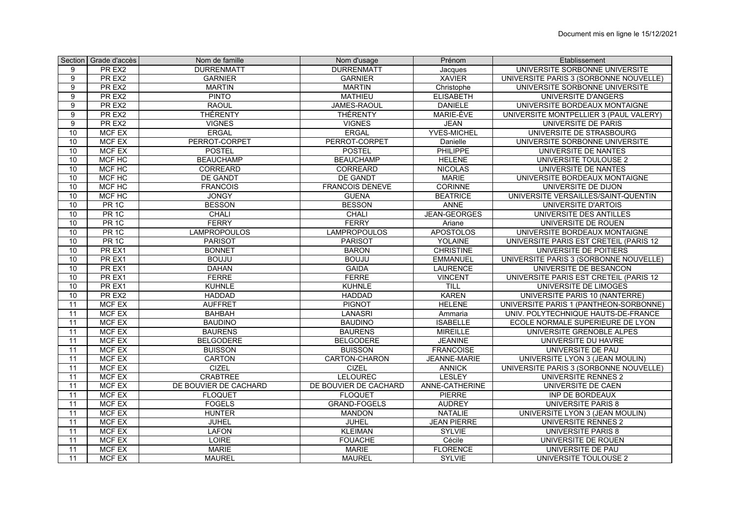Document mis en ligne le 15/12/2021

| Section | Grade d'accès | Nom de famille | Nom d'usage | Prénom | Etablissement |
|---|---|---|---|---|---|
| 9 | PR EX2 | DURRENMATT | DURRENMATT | Jacques | UNIVERSITE SORBONNE UNIVERSITE |
| 9 | PR EX2 | GARNIER | GARNIER | XAVIER | UNIVERSITE PARIS 3 (SORBONNE NOUVELLE) |
| 9 | PR EX2 | MARTIN | MARTIN | Christophe | UNIVERSITE SORBONNE UNIVERSITE |
| 9 | PR EX2 | PINTO | MATHIEU | ELISABETH | UNIVERSITE D'ANGERS |
| 9 | PR EX2 | RAOUL | JAMES-RAOUL | DANIELE | UNIVERSITE BORDEAUX MONTAIGNE |
| 9 | PR EX2 | THÉRENTY | THÉRENTY | MARIE-ÈVE | UNIVERSITE MONTPELLIER 3 (PAUL VALERY) |
| 9 | PR EX2 | VIGNES | VIGNES | JEAN | UNIVERSITE DE PARIS |
| 10 | MCF EX | ERGAL | ERGAL | YVES-MICHEL | UNIVERSITE DE STRASBOURG |
| 10 | MCF EX | PERROT-CORPET | PERROT-CORPET | Danielle | UNIVERSITE SORBONNE UNIVERSITE |
| 10 | MCF EX | POSTEL | POSTEL | PHILIPPE | UNIVERSITE DE NANTES |
| 10 | MCF HC | BEAUCHAMP | BEAUCHAMP | HELENE | UNIVERSITE TOULOUSE 2 |
| 10 | MCF HC | CORREARD | CORREARD | NICOLAS | UNIVERSITE DE NANTES |
| 10 | MCF HC | DE GANDT | DE GANDT | MARIE | UNIVERSITE BORDEAUX MONTAIGNE |
| 10 | MCF HC | FRANCOIS | FRANCOIS DENEVE | CORINNE | UNIVERSITE DE DIJON |
| 10 | MCF HC | JONGY | GUENA | BEATRICE | UNIVERSITE VERSAILLES/SAINT-QUENTIN |
| 10 | PR 1C | BESSON | BESSON | ANNE | UNIVERSITE D'ARTOIS |
| 10 | PR 1C | CHALI | CHALI | JEAN-GEORGES | UNIVERSITE DES ANTILLES |
| 10 | PR 1C | FERRY | FERRY | Ariane | UNIVERSITE DE ROUEN |
| 10 | PR 1C | LAMPROPOULOS | LAMPROPOULOS | APOSTOLOS | UNIVERSITE BORDEAUX MONTAIGNE |
| 10 | PR 1C | PARISOT | PARISOT | YOLAINE | UNIVERSITE PARIS EST CRETEIL (PARIS 12 |
| 10 | PR EX1 | BONNET | BARON | CHRISTINE | UNIVERSITE DE POITIERS |
| 10 | PR EX1 | BOUJU | BOUJU | EMMANUEL | UNIVERSITE PARIS 3 (SORBONNE NOUVELLE) |
| 10 | PR EX1 | DAHAN | GAIDA | LAURENCE | UNIVERSITE DE BESANCON |
| 10 | PR EX1 | FERRE | FERRE | VINCENT | UNIVERSITE PARIS EST CRETEIL (PARIS 12 |
| 10 | PR EX1 | KUHNLE | KUHNLE | TILL | UNIVERSITE DE LIMOGES |
| 10 | PR EX2 | HADDAD | HADDAD | KAREN | UNIVERSITE PARIS 10 (NANTERRE) |
| 11 | MCF EX | AUFFRET | PIGNOT | HELENE | UNIVERSITE PARIS 1 (PANTHEON-SORBONNE) |
| 11 | MCF EX | BAHBAH | LANASRI | Ammaria | UNIV. POLYTECHNIQUE HAUTS-DE-FRANCE |
| 11 | MCF EX | BAUDINO | BAUDINO | ISABELLE | ECOLE NORMALE SUPERIEURE DE LYON |
| 11 | MCF EX | BAURENS | BAURENS | MIREILLE | UNIVERSITE GRENOBLE ALPES |
| 11 | MCF EX | BELGODERE | BELGODERE | JEANINE | UNIVERSITE DU HAVRE |
| 11 | MCF EX | BUISSON | BUISSON | FRANCOISE | UNIVERSITE DE PAU |
| 11 | MCF EX | CARTON | CARTON-CHARON | JEANNE-MARIE | UNIVERSITE LYON 3 (JEAN MOULIN) |
| 11 | MCF EX | CIZEL | CIZEL | ANNICK | UNIVERSITE PARIS 3 (SORBONNE NOUVELLE) |
| 11 | MCF EX | CRABTREE | LELOUREC | LESLEY | UNIVERSITE RENNES 2 |
| 11 | MCF EX | DE BOUVIER DE CACHARD | DE BOUVIER DE CACHARD | ANNE-CATHERINE | UNIVERSITE DE CAEN |
| 11 | MCF EX | FLOQUET | FLOQUET | PIERRE | INP DE BORDEAUX |
| 11 | MCF EX | FOGELS | GRAND-FOGELS | AUDREY | UNIVERSITE PARIS 8 |
| 11 | MCF EX | HUNTER | MANDON | NATALIE | UNIVERSITE LYON 3 (JEAN MOULIN) |
| 11 | MCF EX | JUHEL | JUHEL | JEAN PIERRE | UNIVERSITE RENNES 2 |
| 11 | MCF EX | LAFON | KLEIMAN | SYLVIE | UNIVERSITE PARIS 8 |
| 11 | MCF EX | LOIRE | FOUACHE | Cécile | UNIVERSITE DE ROUEN |
| 11 | MCF EX | MARIE | MARIE | FLORENCE | UNIVERSITE DE PAU |
| 11 | MCF EX | MAUREL | MAUREL | SYLVIE | UNIVERSITE TOULOUSE 2 |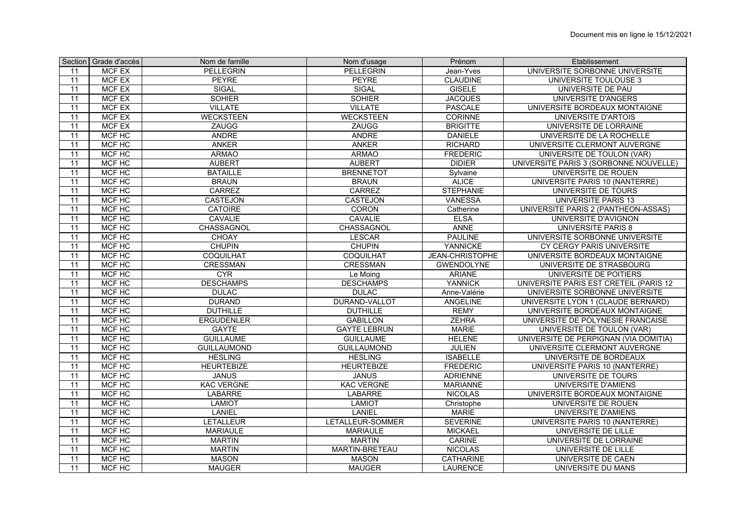Document mis en ligne le 15/12/2021

| Section | Grade d'accès | Nom de famille | Nom d'usage | Prénom | Etablissement |
| --- | --- | --- | --- | --- | --- |
| 11 | MCF EX | PELLEGRIN | PELLEGRIN | Jean-Yves | UNIVERSITE SORBONNE UNIVERSITE |
| 11 | MCF EX | PEYRE | PEYRE | CLAUDINE | UNIVERSITE TOULOUSE 3 |
| 11 | MCF EX | SIGAL | SIGAL | GISELE | UNIVERSITE DE PAU |
| 11 | MCF EX | SOHIER | SOHIER | JACQUES | UNIVERSITE D'ANGERS |
| 11 | MCF EX | VILLATE | VILLATE | PASCALE | UNIVERSITE BORDEAUX MONTAIGNE |
| 11 | MCF EX | WECKSTEEN | WECKSTEEN | CORINNE | UNIVERSITE D'ARTOIS |
| 11 | MCF EX | ZAUGG | ZAUGG | BRIGITTE | UNIVERSITE DE LORRAINE |
| 11 | MCF HC | ANDRE | ANDRE | DANIELE | UNIVERSITE DE LA ROCHELLE |
| 11 | MCF HC | ANKER | ANKER | RICHARD | UNIVERSITE CLERMONT AUVERGNE |
| 11 | MCF HC | ARMAO | ARMAO | FREDERIC | UNIVERSITE DE TOULON (VAR) |
| 11 | MCF HC | AUBERT | AUBERT | DIDIER | UNIVERSITE PARIS 3 (SORBONNE NOUVELLE) |
| 11 | MCF HC | BATAILLE | BRENNETOT | Sylvaine | UNIVERSITE DE ROUEN |
| 11 | MCF HC | BRAUN | BRAUN | ALICE | UNIVERSITE PARIS 10 (NANTERRE) |
| 11 | MCF HC | CARREZ | CARREZ | STEPHANIE | UNIVERSITE DE TOURS |
| 11 | MCF HC | CASTEJON | CASTEJON | VANESSA | UNIVERSITE PARIS 13 |
| 11 | MCF HC | CATOIRE | CORON | Catherine | UNIVERSITE PARIS 2 (PANTHEON-ASSAS) |
| 11 | MCF HC | CAVALIE | CAVALIE | ELSA | UNIVERSITE D'AVIGNON |
| 11 | MCF HC | CHASSAGNOL | CHASSAGNOL | ANNE | UNIVERSITE PARIS 8 |
| 11 | MCF HC | CHOAY | LESCAR | PAULINE | UNIVERSITE SORBONNE UNIVERSITE |
| 11 | MCF HC | CHUPIN | CHUPIN | YANNICKE | CY CERGY PARIS UNIVERSITE |
| 11 | MCF HC | COQUILHAT | COQUILHAT | JEAN-CHRISTOPHE | UNIVERSITE BORDEAUX MONTAIGNE |
| 11 | MCF HC | CRESSMAN | CRESSMAN | GWENDOLYNE | UNIVERSITE DE STRASBOURG |
| 11 | MCF HC | CYR | Le Moing | ARIANE | UNIVERSITE DE POITIERS |
| 11 | MCF HC | DESCHAMPS | DESCHAMPS | YANNICK | UNIVERSITE PARIS EST CRETEIL (PARIS 12 |
| 11 | MCF HC | DULAC | DULAC | Anne-Valérie | UNIVERSITE SORBONNE UNIVERSITE |
| 11 | MCF HC | DURAND | DURAND-VALLOT | ANGELINE | UNIVERSITE LYON 1 (CLAUDE BERNARD) |
| 11 | MCF HC | DUTHILLE | DUTHILLE | REMY | UNIVERSITE BORDEAUX MONTAIGNE |
| 11 | MCF HC | ERGUDENLER | GABILLON | ZEHRA | UNIVERSITE DE POLYNESIE FRANCAISE |
| 11 | MCF HC | GAYTE | GAYTE LEBRUN | MARIE | UNIVERSITE DE TOULON (VAR) |
| 11 | MCF HC | GUILLAUME | GUILLAUME | HELENE | UNIVERSITE DE PERPIGNAN (VIA DOMITIA) |
| 11 | MCF HC | GUILLAUMOND | GUILLAUMOND | JULIEN | UNIVERSITE CLERMONT AUVERGNE |
| 11 | MCF HC | HESLING | HESLING | ISABELLE | UNIVERSITE DE BORDEAUX |
| 11 | MCF HC | HEURTEBIZE | HEURTEBIZE | FREDERIC | UNIVERSITE PARIS 10 (NANTERRE) |
| 11 | MCF HC | JANUS | JANUS | ADRIENNE | UNIVERSITE DE TOURS |
| 11 | MCF HC | KAC VERGNE | KAC VERGNE | MARIANNE | UNIVERSITE D'AMIENS |
| 11 | MCF HC | LABARRE | LABARRE | NICOLAS | UNIVERSITE BORDEAUX MONTAIGNE |
| 11 | MCF HC | LAMIOT | LAMIOT | Christophe | UNIVERSITE DE ROUEN |
| 11 | MCF HC | LANIEL | LANIEL | MARIE | UNIVERSITE D'AMIENS |
| 11 | MCF HC | LETALLEUR | LETALLEUR-SOMMER | SEVERINE | UNIVERSITE PARIS 10 (NANTERRE) |
| 11 | MCF HC | MARIAULE | MARIAULE | MICKAEL | UNIVERSITE DE LILLE |
| 11 | MCF HC | MARTIN | MARTIN | CARINE | UNIVERSITE DE LORRAINE |
| 11 | MCF HC | MARTIN | MARTIN-BRETEAU | NICOLAS | UNIVERSITE DE LILLE |
| 11 | MCF HC | MASON | MASON | CATHARINE | UNIVERSITE DE CAEN |
| 11 | MCF HC | MAUGER | MAUGER | LAURENCE | UNIVERSITE DU MANS |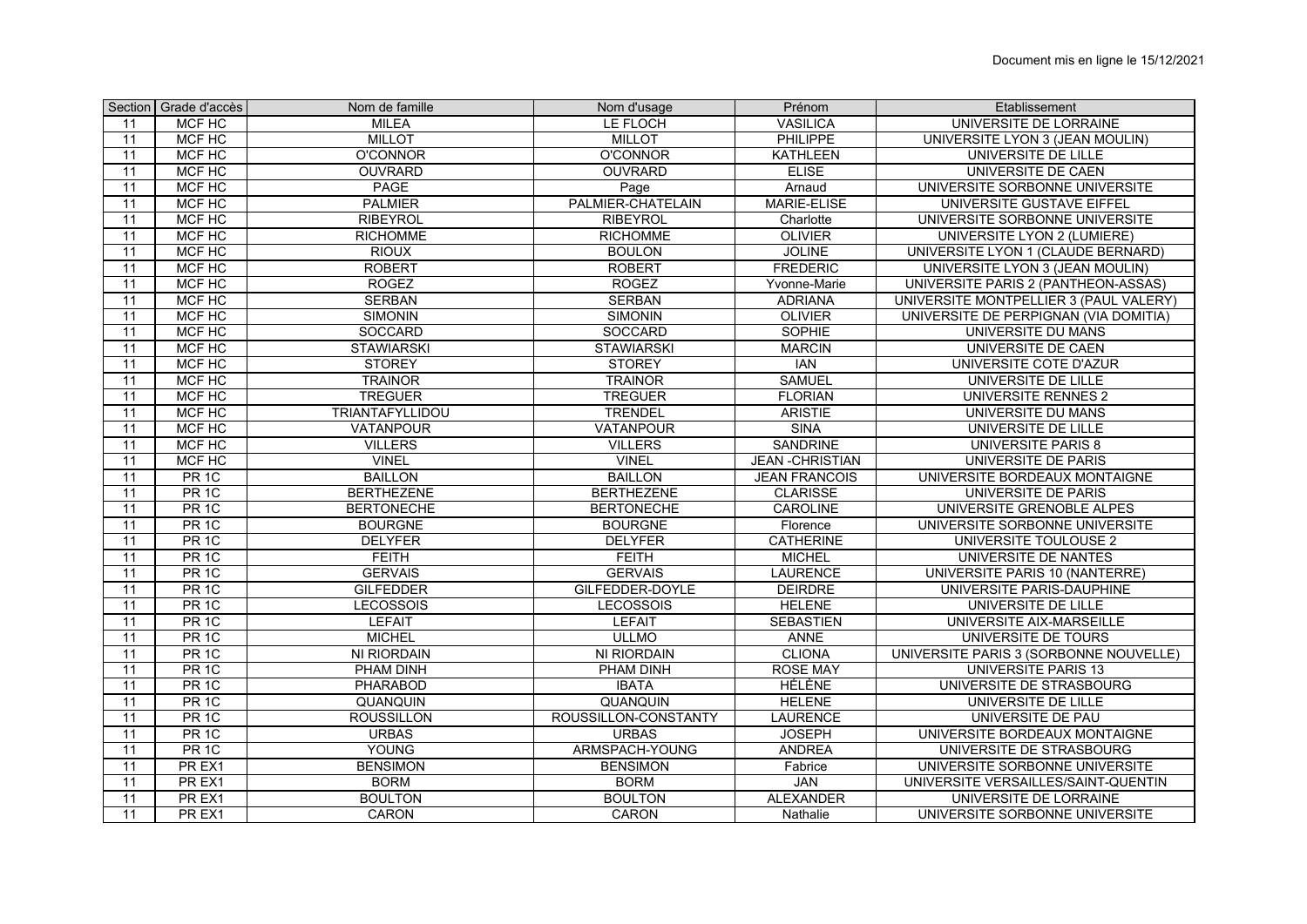| Section | Grade d'accès | Nom de famille | Nom d'usage | Prénom | Etablissement |
|---|---|---|---|---|---|
| 11 | MCF HC | MILEA | LE FLOCH | VASILICA | UNIVERSITE DE LORRAINE |
| 11 | MCF HC | MILLOT | MILLOT | PHILIPPE | UNIVERSITE LYON 3 (JEAN MOULIN) |
| 11 | MCF HC | O'CONNOR | O'CONNOR | KATHLEEN | UNIVERSITE DE LILLE |
| 11 | MCF HC | OUVRARD | OUVRARD | ELISE | UNIVERSITE DE CAEN |
| 11 | MCF HC | PAGE | Page | Arnaud | UNIVERSITE SORBONNE UNIVERSITE |
| 11 | MCF HC | PALMIER | PALMIER-CHATELAIN | MARIE-ELISE | UNIVERSITE GUSTAVE EIFFEL |
| 11 | MCF HC | RIBEYROL | RIBEYROL | Charlotte | UNIVERSITE SORBONNE UNIVERSITE |
| 11 | MCF HC | RICHOMME | RICHOMME | OLIVIER | UNIVERSITE LYON 2 (LUMIERE) |
| 11 | MCF HC | RIOUX | BOULON | JOLINE | UNIVERSITE LYON 1 (CLAUDE BERNARD) |
| 11 | MCF HC | ROBERT | ROBERT | FREDERIC | UNIVERSITE LYON 3 (JEAN MOULIN) |
| 11 | MCF HC | ROGEZ | ROGEZ | Yvonne-Marie | UNIVERSITE PARIS 2 (PANTHEON-ASSAS) |
| 11 | MCF HC | SERBAN | SERBAN | ADRIANA | UNIVERSITE MONTPELLIER 3 (PAUL VALERY) |
| 11 | MCF HC | SIMONIN | SIMONIN | OLIVIER | UNIVERSITE DE PERPIGNAN (VIA DOMITIA) |
| 11 | MCF HC | SOCCARD | SOCCARD | SOPHIE | UNIVERSITE DU MANS |
| 11 | MCF HC | STAWIARSKI | STAWIARSKI | MARCIN | UNIVERSITE DE CAEN |
| 11 | MCF HC | STOREY | STOREY | IAN | UNIVERSITE COTE D'AZUR |
| 11 | MCF HC | TRAINOR | TRAINOR | SAMUEL | UNIVERSITE DE LILLE |
| 11 | MCF HC | TREGUER | TREGUER | FLORIAN | UNIVERSITE RENNES 2 |
| 11 | MCF HC | TRIANTAFYLLIDOU | TRENDEL | ARISTIE | UNIVERSITE DU MANS |
| 11 | MCF HC | VATANPOUR | VATANPOUR | SINA | UNIVERSITE DE LILLE |
| 11 | MCF HC | VILLERS | VILLERS | SANDRINE | UNIVERSITE PARIS 8 |
| 11 | MCF HC | VINEL | VINEL | JEAN -CHRISTIAN | UNIVERSITE DE PARIS |
| 11 | PR 1C | BAILLON | BAILLON | JEAN FRANCOIS | UNIVERSITE BORDEAUX MONTAIGNE |
| 11 | PR 1C | BERTHEZENE | BERTHEZENE | CLARISSE | UNIVERSITE DE PARIS |
| 11 | PR 1C | BERTONECHE | BERTONECHE | CAROLINE | UNIVERSITE GRENOBLE ALPES |
| 11 | PR 1C | BOURGNE | BOURGNE | Florence | UNIVERSITE SORBONNE UNIVERSITE |
| 11 | PR 1C | DELYFER | DELYFER | CATHERINE | UNIVERSITE TOULOUSE 2 |
| 11 | PR 1C | FEITH | FEITH | MICHEL | UNIVERSITE DE NANTES |
| 11 | PR 1C | GERVAIS | GERVAIS | LAURENCE | UNIVERSITE PARIS 10 (NANTERRE) |
| 11 | PR 1C | GILFEDDER | GILFEDDER-DOYLE | DEIRDRE | UNIVERSITE PARIS-DAUPHINE |
| 11 | PR 1C | LECOSSOIS | LECOSSOIS | HELENE | UNIVERSITE DE LILLE |
| 11 | PR 1C | LEFAIT | LEFAIT | SEBASTIEN | UNIVERSITE AIX-MARSEILLE |
| 11 | PR 1C | MICHEL | ULLMO | ANNE | UNIVERSITE DE TOURS |
| 11 | PR 1C | NI RIORDAIN | NI RIORDAIN | CLIONA | UNIVERSITE PARIS 3 (SORBONNE NOUVELLE) |
| 11 | PR 1C | PHAM DINH | PHAM DINH | ROSE MAY | UNIVERSITE PARIS 13 |
| 11 | PR 1C | PHARABOD | IBATA | HÉLÈNE | UNIVERSITE DE STRASBOURG |
| 11 | PR 1C | QUANQUIN | QUANQUIN | HELENE | UNIVERSITE DE LILLE |
| 11 | PR 1C | ROUSSILLON | ROUSSILLON-CONSTANTY | LAURENCE | UNIVERSITE DE PAU |
| 11 | PR 1C | URBAS | URBAS | JOSEPH | UNIVERSITE BORDEAUX MONTAIGNE |
| 11 | PR 1C | YOUNG | ARMSPACH-YOUNG | ANDREA | UNIVERSITE DE STRASBOURG |
| 11 | PR EX1 | BENSIMON | BENSIMON | Fabrice | UNIVERSITE SORBONNE UNIVERSITE |
| 11 | PR EX1 | BORM | BORM | JAN | UNIVERSITE VERSAILLES/SAINT-QUENTIN |
| 11 | PR EX1 | BOULTON | BOULTON | ALEXANDER | UNIVERSITE DE LORRAINE |
| 11 | PR EX1 | CARON | CARON | Nathalie | UNIVERSITE SORBONNE UNIVERSITE |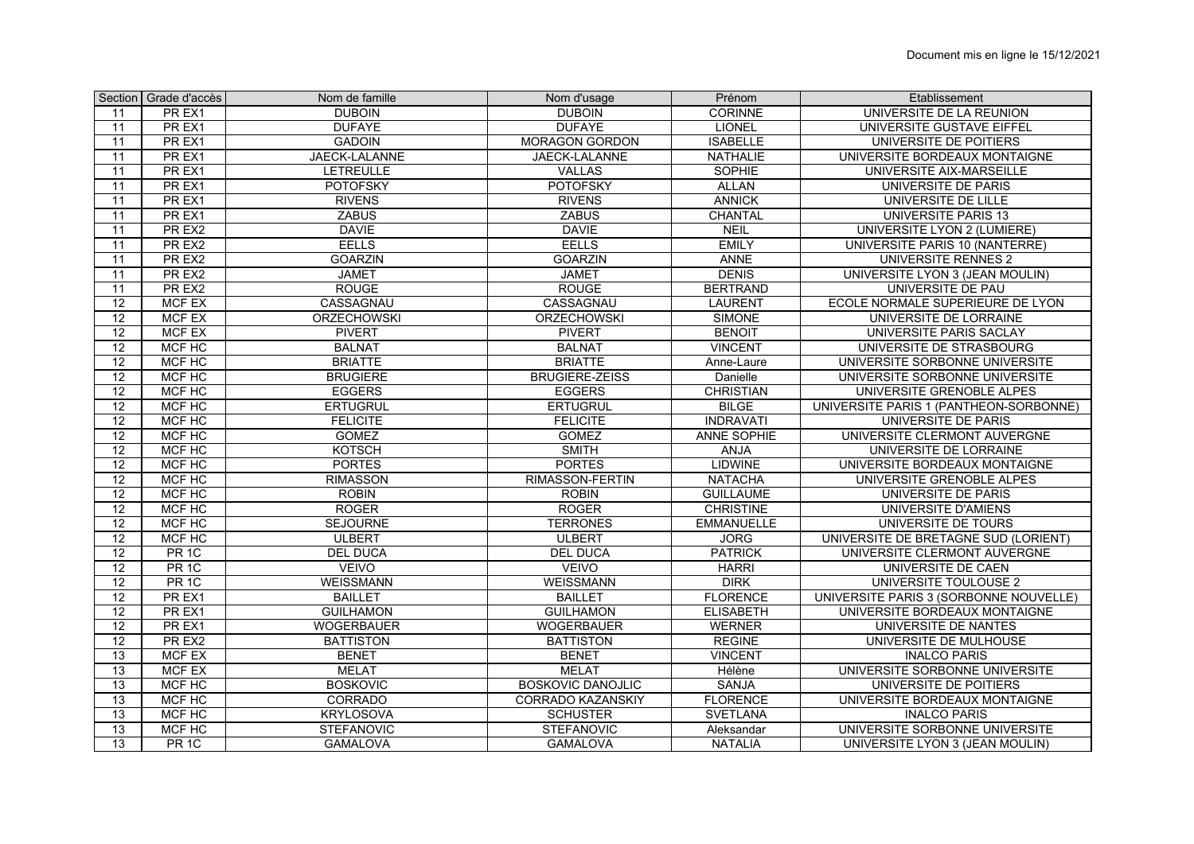Document mis en ligne le 15/12/2021

| Section | Grade d'accès | Nom de famille | Nom d'usage | Prénom | Etablissement |
|---|---|---|---|---|---|
| 11 | PR EX1 | DUBOIN | DUBOIN | CORINNE | UNIVERSITE DE LA REUNION |
| 11 | PR EX1 | DUFAYE | DUFAYE | LIONEL | UNIVERSITE GUSTAVE EIFFEL |
| 11 | PR EX1 | GADOIN | MORAGON GORDON | ISABELLE | UNIVERSITE DE POITIERS |
| 11 | PR EX1 | JAECK-LALANNE | JAECK-LALANNE | NATHALIE | UNIVERSITE BORDEAUX MONTAIGNE |
| 11 | PR EX1 | LETREULLE | VALLAS | SOPHIE | UNIVERSITE AIX-MARSEILLE |
| 11 | PR EX1 | POTOFSKY | POTOFSKY | ALLAN | UNIVERSITE DE PARIS |
| 11 | PR EX1 | RIVENS | RIVENS | ANNICK | UNIVERSITE DE LILLE |
| 11 | PR EX1 | ZABUS | ZABUS | CHANTAL | UNIVERSITE PARIS 13 |
| 11 | PR EX2 | DAVIE | DAVIE | NEIL | UNIVERSITE LYON 2 (LUMIERE) |
| 11 | PR EX2 | EELLS | EELLS | EMILY | UNIVERSITE PARIS 10 (NANTERRE) |
| 11 | PR EX2 | GOARZIN | GOARZIN | ANNE | UNIVERSITE RENNES 2 |
| 11 | PR EX2 | JAMET | JAMET | DENIS | UNIVERSITE LYON 3 (JEAN MOULIN) |
| 11 | PR EX2 | ROUGE | ROUGE | BERTRAND | UNIVERSITE DE PAU |
| 12 | MCF EX | CASSAGNAU | CASSAGNAU | LAURENT | ECOLE NORMALE SUPERIEURE DE LYON |
| 12 | MCF EX | ORZECHOWSKI | ORZECHOWSKI | SIMONE | UNIVERSITE DE LORRAINE |
| 12 | MCF EX | PIVERT | PIVERT | BENOIT | UNIVERSITE PARIS SACLAY |
| 12 | MCF HC | BALNAT | BALNAT | VINCENT | UNIVERSITE DE STRASBOURG |
| 12 | MCF HC | BRIATTE | BRIATTE | Anne-Laure | UNIVERSITE SORBONNE UNIVERSITE |
| 12 | MCF HC | BRUGIERE | BRUGIERE-ZEISS | Danielle | UNIVERSITE SORBONNE UNIVERSITE |
| 12 | MCF HC | EGGERS | EGGERS | CHRISTIAN | UNIVERSITE GRENOBLE ALPES |
| 12 | MCF HC | ERTUGRUL | ERTUGRUL | BILGE | UNIVERSITE PARIS 1 (PANTHEON-SORBONNE) |
| 12 | MCF HC | FELICITE | FELICITE | INDRAVATI | UNIVERSITE DE PARIS |
| 12 | MCF HC | GOMEZ | GOMEZ | ANNE SOPHIE | UNIVERSITE CLERMONT AUVERGNE |
| 12 | MCF HC | KOTSCH | SMITH | ANJA | UNIVERSITE DE LORRAINE |
| 12 | MCF HC | PORTES | PORTES | LIDWINE | UNIVERSITE BORDEAUX MONTAIGNE |
| 12 | MCF HC | RIMASSON | RIMASSON-FERTIN | NATACHA | UNIVERSITE GRENOBLE ALPES |
| 12 | MCF HC | ROBIN | ROBIN | GUILLAUME | UNIVERSITE DE PARIS |
| 12 | MCF HC | ROGER | ROGER | CHRISTINE | UNIVERSITE D'AMIENS |
| 12 | MCF HC | SEJOURNE | TERRONES | EMMANUELLE | UNIVERSITE DE TOURS |
| 12 | MCF HC | ULBERT | ULBERT | JORG | UNIVERSITE DE BRETAGNE SUD (LORIENT) |
| 12 | PR 1C | DEL DUCA | DEL DUCA | PATRICK | UNIVERSITE CLERMONT AUVERGNE |
| 12 | PR 1C | VEIVO | VEIVO | HARRI | UNIVERSITE DE CAEN |
| 12 | PR 1C | WEISSMANN | WEISSMANN | DIRK | UNIVERSITE TOULOUSE 2 |
| 12 | PR EX1 | BAILLET | BAILLET | FLORENCE | UNIVERSITE PARIS 3 (SORBONNE NOUVELLE) |
| 12 | PR EX1 | GUILHAMON | GUILHAMON | ELISABETH | UNIVERSITE BORDEAUX MONTAIGNE |
| 12 | PR EX1 | WOGERBAUER | WOGERBAUER | WERNER | UNIVERSITE DE NANTES |
| 12 | PR EX2 | BATTISTON | BATTISTON | REGINE | UNIVERSITE DE MULHOUSE |
| 13 | MCF EX | BENET | BENET | VINCENT | INALCO PARIS |
| 13 | MCF EX | MELAT | MELAT | Hélène | UNIVERSITE SORBONNE UNIVERSITE |
| 13 | MCF HC | BOSKOVIC | BOSKOVIC DANOJLIC | SANJA | UNIVERSITE DE POITIERS |
| 13 | MCF HC | CORRADO | CORRADO KAZANSKIY | FLORENCE | UNIVERSITE BORDEAUX MONTAIGNE |
| 13 | MCF HC | KRYLOSOVA | SCHUSTER | SVETLANA | INALCO PARIS |
| 13 | MCF HC | STEFANOVIC | STEFANOVIC | Aleksandar | UNIVERSITE SORBONNE UNIVERSITE |
| 13 | PR 1C | GAMALOVA | GAMALOVA | NATALIA | UNIVERSITE LYON 3 (JEAN MOULIN) |